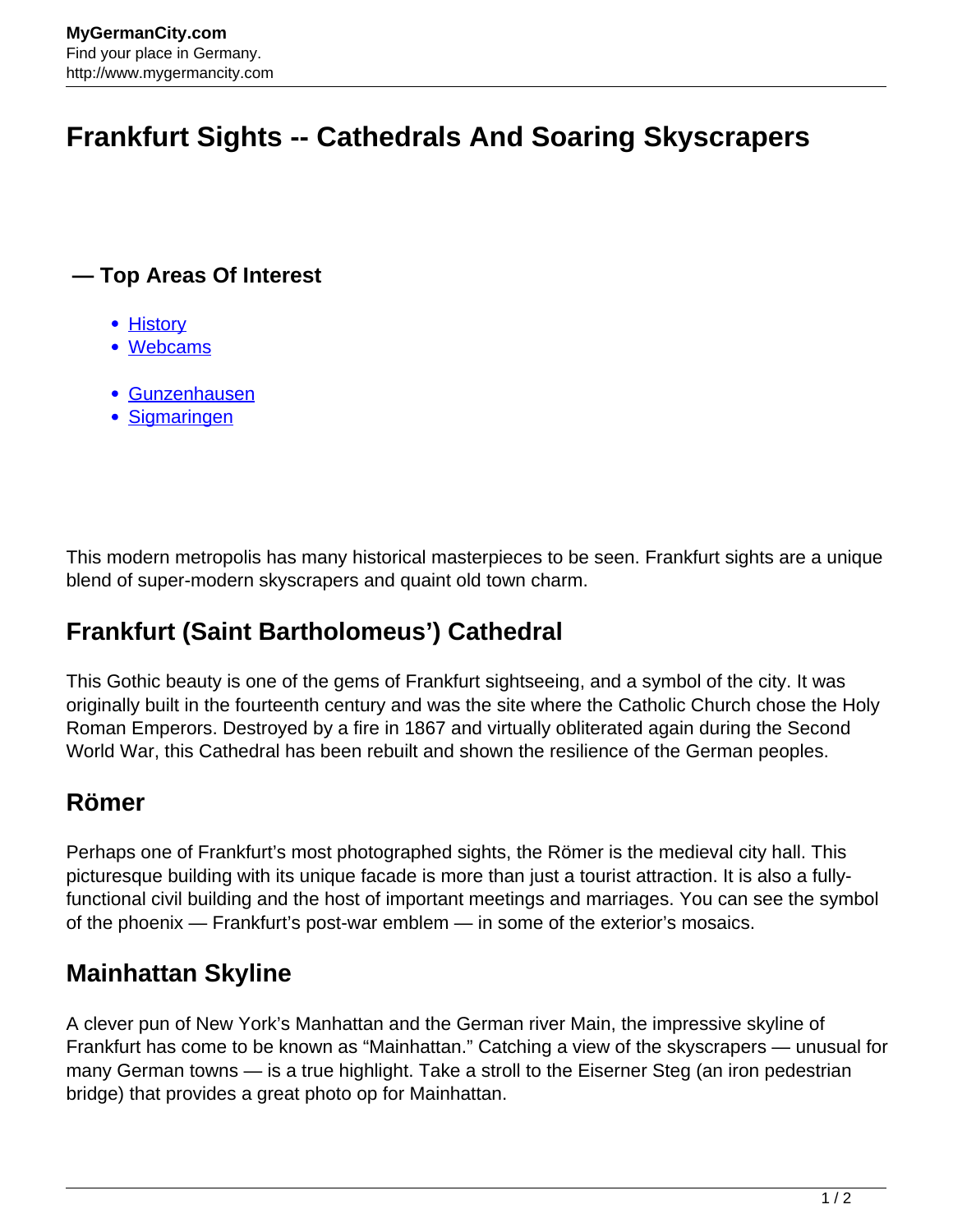# Frankfurt Sights -- Cathedrals And Soaring Skyscrapers

### — Top Areas Of Interest

- History
- Webcams

- Gunzenhausen
- Sigmaringen

This modern metropolis has many historical masterpieces to be seen. Frankfurt sights are a unique blend of super-modern skyscrapers and quaint old town charm.

## Frankfurt (Saint Bartholomeus') Cathedral

This Gothic beauty is one of the gems of Frankfurt sightseeing, and a symbol of the city. It was originally built in the fourteenth century and was the site where the Catholic Church chose the Holy Roman Emperors. Destroyed by a fire in 1867 and virtually obliterated again during the Second World War, this Cathedral has been rebuilt and shown the resilience of the German peoples.

## Römer

Perhaps one of Frankfurt's most photographed sights, the Römer is the medieval city hall. This picturesque building with its unique facade is more than just a tourist attraction. It is also a fully-functional civil building and the host of important meetings and marriages. You can see the symbol of the phoenix — Frankfurt's post-war emblem — in some of the exterior's mosaics.

## Mainhattan Skyline

A clever pun of New York's Manhattan and the German river Main, the impressive skyline of Frankfurt has come to be known as "Mainhattan." Catching a view of the skyscrapers — unusual for many German towns — is a true highlight. Take a stroll to the Eiserner Steg (an iron pedestrian bridge) that provides a great photo op for Mainhattan.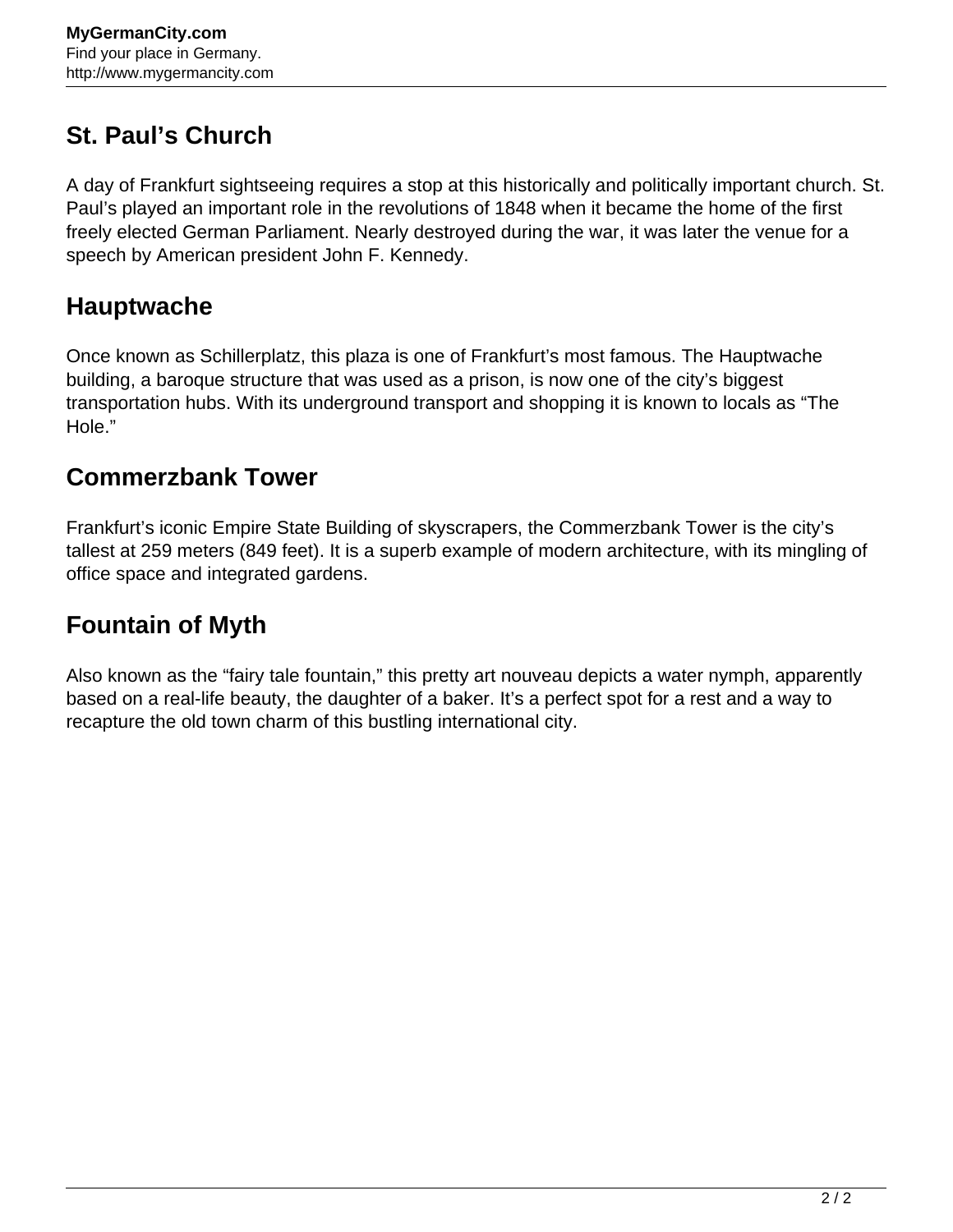## St. Paul’s Church

A day of Frankfurt sightseeing requires a stop at this historically and politically important church. St. Paul’s played an important role in the revolutions of 1848 when it became the home of the first freely elected German Parliament. Nearly destroyed during the war, it was later the venue for a speech by American president John F. Kennedy.

## Hauptwache

Once known as Schillerplatz, this plaza is one of Frankfurt’s most famous. The Hauptwache building, a baroque structure that was used as a prison, is now one of the city’s biggest transportation hubs. With its underground transport and shopping it is known to locals as “The Hole.”

## Commerzbank Tower

Frankfurt’s iconic Empire State Building of skyscrapers, the Commerzbank Tower is the city’s tallest at 259 meters (849 feet). It is a superb example of modern architecture, with its mingling of office space and integrated gardens.

## Fountain of Myth

Also known as the “fairy tale fountain,” this pretty art nouveau depicts a water nymph, apparently based on a real-life beauty, the daughter of a baker. It’s a perfect spot for a rest and a way to recapture the old town charm of this bustling international city.